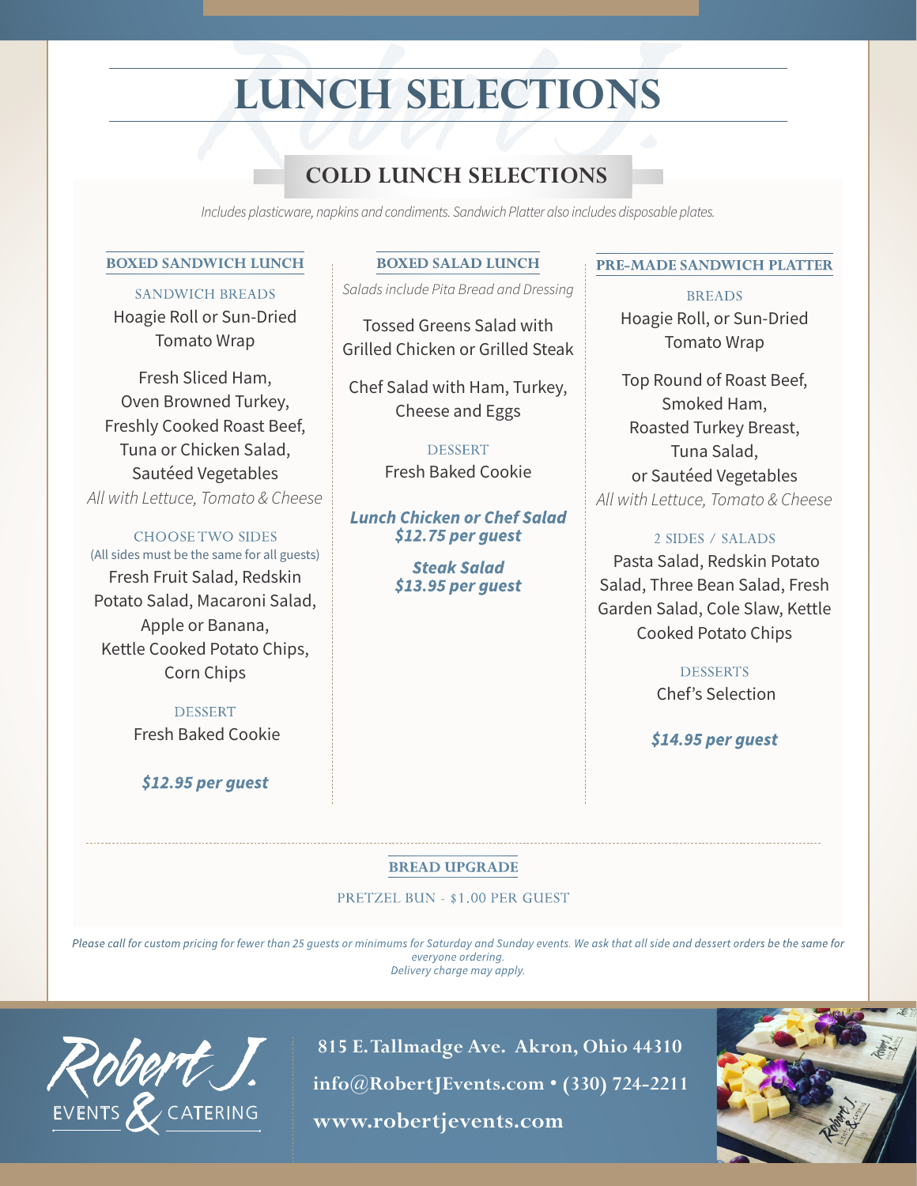# LUNCH SELECTIONS

## COLD LUNCH SELECTIONS

*Includes plasticware, napkins and condiments. Sandwich Platter also includes disposable plates.*

### BOXED SANDWICH LUNCH

SANDWICH BREADS

Hoagie Roll or Sun-Dried Tomato Wrap

Fresh Sliced Ham, Oven Browned Turkey, Freshly Cooked Roast Beef, Tuna or Chicken Salad, Sautéed Vegetables

*All with Lettuce, Tomato & Cheese*

CHOOSE TWO SIDES

(All sides must be the same for all guests)

Fresh Fruit Salad, Redskin Potato Salad, Macaroni Salad, Apple or Banana, Kettle Cooked Potato Chips, Corn Chips

DESSERT

Fresh Baked Cookie

***$12.95 per guest***

### BOXED SALAD LUNCH

*Salads include Pita Bread and Dressing*

Tossed Greens Salad with Grilled Chicken or Grilled Steak

Chef Salad with Ham, Turkey, Cheese and Eggs

DESSERT

Fresh Baked Cookie

***Lunch Chicken or Chef Salad***
***$12.75 per guest***

***Steak Salad***
***$13.95 per guest***

### PRE-MADE SANDWICH PLATTER

BREADS

Hoagie Roll, or Sun-Dried Tomato Wrap

Top Round of Roast Beef, Smoked Ham, Roasted Turkey Breast, Tuna Salad, or Sautéed Vegetables

*All with Lettuce, Tomato & Cheese*

2 SIDES / SALADS

Pasta Salad, Redskin Potato Salad, Three Bean Salad, Fresh Garden Salad, Cole Slaw, Kettle Cooked Potato Chips

DESSERTS

Chef's Selection

***$14.95 per guest***

### BREAD UPGRADE

PRETZEL BUN - $1.00 PER GUEST

*Please call for custom pricing for fewer than 25 guests or minimums for Saturday and Sunday events. We ask that all side and dessert orders be the same for everyone ordering.*
*Delivery charge may apply.*

Robert J. EVENTS & CATERING

**815 E. Tallmadge Ave. Akron, Ohio 44310**
**info@RobertJEvents.com • (330) 724-2211**
**www.robertjevents.com**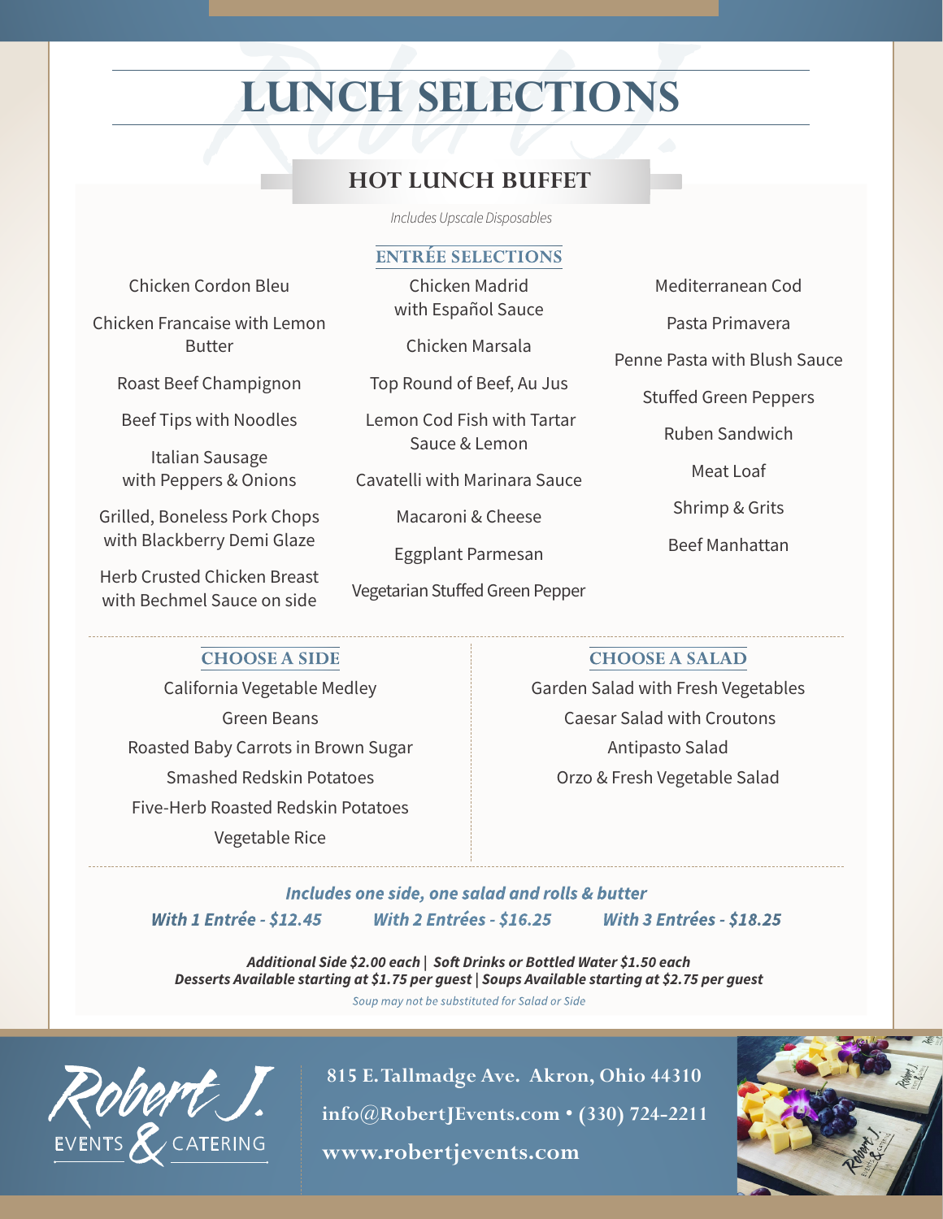# LUNCH SELECTIONS

## HOT LUNCH BUFFET

*Includes Upscale Disposables*

### ENTRÉE SELECTIONS

Chicken Cordon Bleu

Chicken Francaise with Lemon Butter

Roast Beef Champignon

Beef Tips with Noodles

Italian Sausage with Peppers & Onions

Grilled, Boneless Pork Chops with Blackberry Demi Glaze

Herb Crusted Chicken Breast with Bechmel Sauce on side

Chicken Madrid with Español Sauce

Chicken Marsala

Top Round of Beef, Au Jus

Lemon Cod Fish with Tartar Sauce & Lemon

Cavatelli with Marinara Sauce

Macaroni & Cheese

Eggplant Parmesan

Vegetarian Stuffed Green Pepper

Mediterranean Cod

Pasta Primavera

Penne Pasta with Blush Sauce

Stuffed Green Peppers

Ruben Sandwich

Meat Loaf

Shrimp & Grits

Beef Manhattan

### CHOOSE A SIDE

California Vegetable Medley

Green Beans

Roasted Baby Carrots in Brown Sugar

Smashed Redskin Potatoes

Five-Herb Roasted Redskin Potatoes

Vegetable Rice

### CHOOSE A SALAD

Garden Salad with Fresh Vegetables

Caesar Salad with Croutons

Antipasto Salad

Orzo & Fresh Vegetable Salad

***Includes one side, one salad and rolls & butter***

***With 1 Entrée - $12.45*** ***With 2 Entrées - $16.25*** ***With 3 Entrées - $18.25***

***Additional Side $2.00 each | Soft Drinks or Bottled Water $1.50 each***
***Desserts Available starting at $1.75 per guest | Soups Available starting at $2.75 per guest***

*Soup may not be substituted for Salad or Side*

Robert J. EVENTS & CATERING

**815 E. Tallmadge Ave. Akron, Ohio 44310**
**info@RobertJEvents.com • (330) 724-2211**
**www.robertjevents.com**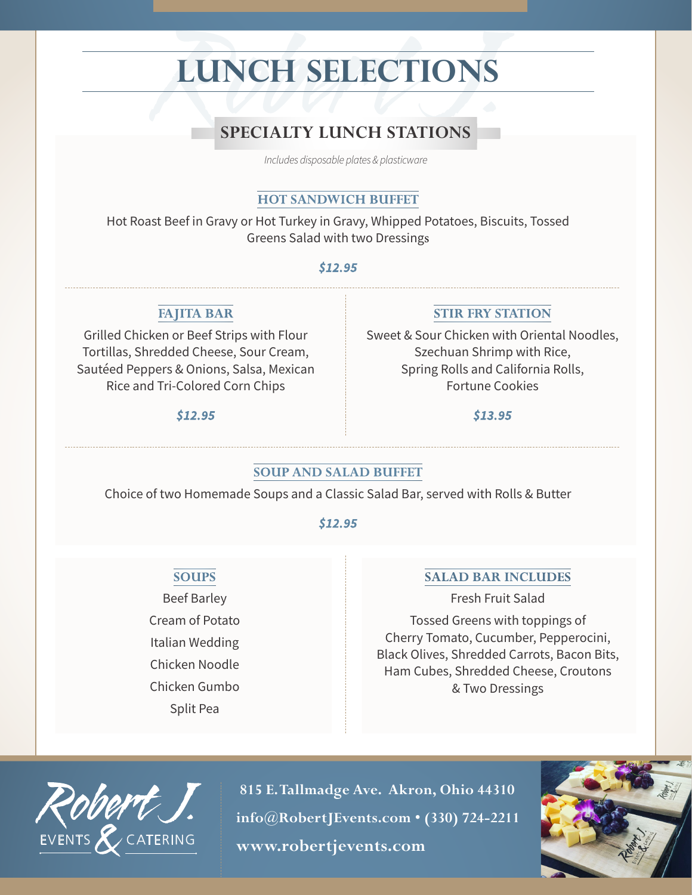# LUNCH SELECTIONS

## SPECIALTY LUNCH STATIONS

*Includes disposable plates & plasticware*

### HOT SANDWICH BUFFET

Hot Roast Beef in Gravy or Hot Turkey in Gravy, Whipped Potatoes, Biscuits, Tossed Greens Salad with two Dressings

***$12.95***

### FAJITA BAR

Grilled Chicken or Beef Strips with Flour Tortillas, Shredded Cheese, Sour Cream, Sautéed Peppers & Onions, Salsa, Mexican Rice and Tri-Colored Corn Chips

***$12.95***

### STIR FRY STATION

Sweet & Sour Chicken with Oriental Noodles, Szechuan Shrimp with Rice, Spring Rolls and California Rolls, Fortune Cookies

***$13.95***

### SOUP AND SALAD BUFFET

Choice of two Homemade Soups and a Classic Salad Bar, served with Rolls & Butter

***$12.95***

### SOUPS

Beef Barley

Cream of Potato

Italian Wedding

Chicken Noodle

Chicken Gumbo

Split Pea

### SALAD BAR INCLUDES

Fresh Fruit Salad

Tossed Greens with toppings of Cherry Tomato, Cucumber, Pepperocini, Black Olives, Shredded Carrots, Bacon Bits, Ham Cubes, Shredded Cheese, Croutons & Two Dressings

Robert J. EVENTS & CATERING

**815 E. Tallmadge Ave. Akron, Ohio 44310**

**info@RobertJEvents.com • (330) 724-2211**

**www.robertjevents.com**